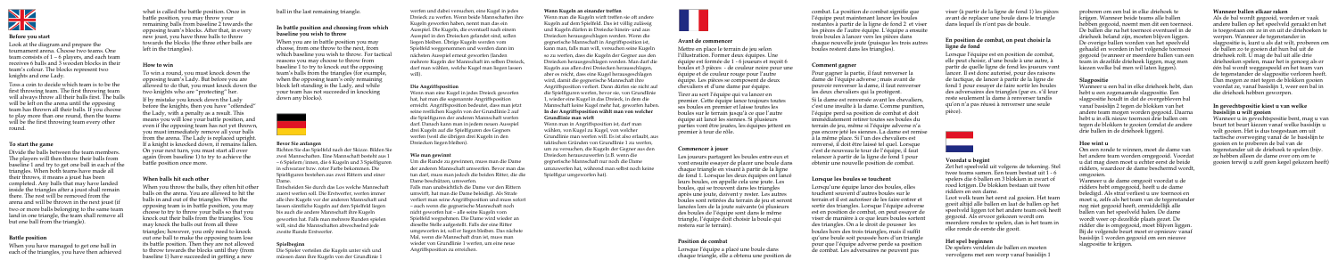## Before you start

Look at the diagram and prepare the tournament arena. Choose two teams. One team consists of 1 – 6 players, and each team receives 6 balls and 3 wooden blocks in their team's colour. The blocks represent two knights and one Lady.

Toss a coin to decide which team is to be the first throwing team. The first throwing team will always throw all their balls first. The balls will be left on the arena until the opposing team has thrown all their balls. If you choose to play more than one round, then the teams will be the first throwing team every other round.

## To start the game

Divide the balls between the team members. The players will then throw their balls from baseline 1 and try to get one ball in each of the triangles. When both teams have made all their throws, it means a joust has been completed. Any balls that may have landed inside the triangles after a joust shall remain there. The rest will be removed from the arena and will be thrown in the next joust (if two or more balls belonging to the same team land in one triangle, the team shall remove all but one ball from the triangle).

## Battle position

When you have managed to get one ball in each of the triangles, you have then achieved what is called the battle position. Once in battle position, you may throw your remaining balls from baseline 2 towards the opposing team's blocks. After that, in every new joust, you have three balls to throw towards the blocks (the three other balls are left in the triangles).

## How to win

To win a round, you must knock down the opposing team's Lady. But before you are allowed to do that, you must knock down the two knights who are "protecting" her. If by mistake you knock down the Lady before the knights, then you have "offended" the Lady, with a penalty as a result. This means you will lose your battle position, and even if the opposing team has not yet thrown, you must immediately remove all your balls from the arena. The Lady is replaced upright. If a knight is knocked down, it remains taken. On your next turn, you must start all over again (from baseline 1) to try to achieve the battle position once more.

## When balls hit each other

When you throw the balls, they often hit other balls on the arena. You are allowed to hit the balls in and out of the triangles. When the opposing team is in battle position, you may choose to try to throw your balls so that you knock out their balls from the triangles. You may knock the balls out from all three triangles; however, you only need to knock out one ball to make the opposing team lose its battle position. Then they are not allowed to throw towards the blocks until they are once again in battle position (they will now have to throw from baseline 1) having succeeded in getting a new ball in the last remaining triangle.

## In battle position and choosing from which baseline you wish to throw

When you are in battle position you may choose, from one throw to the next, from which baseline you wish to throw. For tactical reasons you may choose to throw from baseline 1 to try to knock out the opposing team's balls from the triangles (for example, when the opposing team's only remaining block left standing is the Lady, and while your team has not succeeded in knocking down any blocks).

## Bevor Sie anfangen

Richten Sie die Spielfeld nach der Skizze. Bilden Sie zwei Mannschaften. Eine Mannschaft besteht aus 1 – 6 Spielern, die 6 Kugeln und 3 Spielfiguren in schwarzer bzw. roter Farbe bekommen. Die Spielfiguren bestehen aus zwei Rittern und einer Dame.

Entscheiden Sie durch das Los welche Mannschaft zuerst werfen soll. Die Erstwerfer, werfen immer alle ihre Kugeln vor der anderen Mannschaft und lassen sämtliche Kugeln auf dem Spielfeld liegen bis auch die andere Mannschaft ihre Kugeln geworfen hat. Falls man mehrere Runden spielen will, sind die Mannschaften abwechselnd jede zweite Runde Erstwerfer.

## Spielbeginn

Die Spieler verteilen die Kugeln unter sich und müssen dann ihre Kugeln von der Grundlinie 1 werfen und dabei versuchen, eine Kugel in jedes Dreieck zu werfen. Wenn beide Mannschaften ihre Kugeln geworfen haben, nennt man das ein Ausspiel. Die Kugeln, die eventuell nach einem Ausspiel in den Dreiecken gelandet sind, sollen liegen bleiben. Übrige Kugeln werden vom Spielfeld weggenommen und werden dann im nächsten Ausspiel erneut geworfen (landen mehrere Kugeln der Mannschaft im selben Dreieck, darf man wählen, welche Kugel man liegen lassen will).

## Die Angriffsposition

Wenn man eine Kugel in jedes Dreieck geworfen hat, hat man die sogenannte Angriffsposition erreicht. Angriffsposition bedeutet, dass man jetzt seine restlichen Kugeln von der Grundlinie 2 auf die Spielfiguren der anderen Mannschaft werfen darf. Danach kann man in jedem neuen Ausspiel drei Kugeln auf die Spielfiguren des Gegners werfen (weil die übrigen drei Kugeln in den Dreiecken liegen bleiben).

## Wie man gewinnt

Um die Runde zu gewinnen, muss man die Dame der anderen Mannschaft umwerfen. Bevor man das tun darf, muss man jedoch die beiden Ritter, die die Dame beschützen, umwerfen.

Falls man unabsichtlich die Dame vor den Rittern umwirft, hat man die Dame beleidigt. Als Strafe verliert man seine Angriffsposition und muss sofort – auch wenn die gegnerische Mannschaft noch nicht geworfen hat – alle seine Kugeln vom Spielfeld wegnehmen. Die Dame wird wieder an dieselbe Stelle aufgestellt. Falls ein Ritter umgeworfen ist, soll er liegen bleiben. Das nächste Mal, wenn die Mannschaft dran ist, muss man wieder von Grundlinie 1 werfen, um eine neue Angriffsposition zu erreichen.

## Wenn Kugeln an einander treffen

Wenn man die Kugeln wirft treffen sie oft andere Kugeln auf dem Spielfeld. Das ist völlig zulässig und Kugeln dürfen in Dreiecke hinein- und aus Dreiecken herausgeschlagen werden. Wenn die gegnerische Mannschaft in Angriffsposition ist, kann man, falls man will, versuchen seine Kugeln so zu werfen, dass die Kugeln der Gegner aus den Dreiecken herausgeschlagen werden. Man darf die Kugeln aus allen drei Dreiecken herausschlagen, aber es reicht, dass eine Kugel herausgeschlagen wird, damit die gegnerische Mannschaft ihre Angriffsposition verliert. Dann dürfen sie nicht auf die Spielfiguren werfen, bevor sie, von Grundlinie 1, wieder eine Kugel in das Dreieck, in dem die Mannschaft keine Kugel mehr hat, geworfen haben.

**In der Angriffsposition wählt man von welcher Grundlinie man wirft**

Wenn man in Angriffsposition ist, darf man wählen, von Kugel zu Kugel, von welcher Grundlinie man werfen will. Es ist also erlaubt, aus taktischen Gründen von Grundlinie 1 zu werfen, um zu versuchen, die Kugeln der Gegner aus den Dreiecken herauszuwerfen (z.B. wenn die gegnerische Mannschaft nur noch die Dame umzuwerfen hat, während man selbst noch keine Spielfigur umgeworfen hat).

## Avant de commencer

Mettre en place le terrain de jeu selon l'illustration. Former deux équipes. Une équipe est formée de 1 – 6 joueurs et reçoit 6 boules et 3 pièces – de couleur noire pour une équipe et de couleur rouge pour l'autre équipe. Les pièces se composent de deux chevaliers et d'une dame par équipe.

Tirer au sort l'équipe qui va lancer en premier. Cette équipe lance toujours toutes ses boules en premier et laisse toutes les boules sur le terrain jusqu'à ce que l'autre équipe ait lancé les siennes. Si plusieurs parties vont être jouées, les équipes jettent en premier à tour de rôle.

## Commencer à jouer

Les joueurs partagent les boules entre eux et vont ensuite essayer de placer une boule dans chaque triangle en visant à partir de la ligne de fond 1. Lorsque les deux équipes ont lancé leurs boules, on appelle cela une joute. Les boules, qui se trouvent dans les triangles après une joute, doivent y rester. Les autres boules sont retirées du terrain de jeu et seront lancées lors de la joute suivante (si plusieurs des boules de l'équipe sont dans le même triangle, l'équipe doit choisir la boule qui restera sur le terrain).

## Position de combat

Lorsque l'équipe a placé une boule dans chaque triangle, elle a obtenu une position de combat. La position de combat signifie que l'équipe peut maintenant lancer les boules restantes à partir de la ligne de fond 2 et viser les pièces de l'autre équipe. L'équipe a ensuite trois boules à lancer vers les pièces dans chaque nouvelle joute (puisque les trois autres boules restent dans les triangles).

## Comment gagner

Pour gagner la partie, il faut renverser la dame de l'équipe adverse ; mais avant de pouvoir renverser la dame, il faut renverser les deux chevaliers qui la protègent.

Si la dame est renversée avant les chevaliers, c'est une insulte à la dame. Comme punition, l'équipe perd sa position de combat et doit immédiatement retirer toutes ses boules du terrain de jeu, même si l'équipe adverse n'a pas encore lancé les siennes. La dame est remise à la même place. Si l'un des chevaliers est renversé, il doit être laissé tel quel. Lorsque c'est de nouveau le tour de l'équipe, il faut relancer à partir de la ligne de fond 1 pour obtenir une nouvelle position de combat.

## Lorsque les boules se touchent

Lorsqu'une équipe lance des boules, elles touchent souvent d'autres boules sur le terrain et il est autorisé de les faire entrer et sortir des triangles. Lorsque l'équipe adverse est en position de combat, on peut essayer de viser de manière à ce que leurs boules sortent des triangles. On a le droit de pousser les boules hors des trois triangles, mais il suffit qu'une boule soit poussée hors d'un triangle pour que l'équipe adverse perde sa position de combat. Les adversaires ne peuvent pas viser (à partir de la ligne de fond 1) les pièces avant de replacer une boule dans le triangle dans lequel ils n'ont pas de boule.

## En position de combat, on peut choisir la ligne de fond

Lorsque l'équipe est en position de combat, elle peut choisir, d'une boule à une autre, à partir de quelle ligne de fond les joueurs vont lancer. Il est donc autorisé, pour des raisons de tactique, de lancer à partir de la ligne de fond 1 pour essayer de faire sortir les boules des adversaires des triangles (par ex. s'il leur reste seulement la dame à renverser tandis qu'on n'a pas réussi à renverser une seule pièce).

## Voordat u begint

Zet het speelveld uit volgens de tekening. Stel twee teams samen. Een team bestaat uit 1 – 6 spelers die 6 ballen en 3 blokken in zwart of rood krijgen. De blokken bestaan uit twee ridders en een dame.

Loot welk team het eerst zal gooien. Het team gooit altijd alle ballen en laat de ballen op het speelveld liggen tot het andere team ook heeft gegooid. Als er meer dan één ronde wordt gespeeld, gooien de teams om de andere ronde als eerste.

## Het spel beginnen

De spelers verdelen de ballen en moeten vervolgens met een worp vanaf basislijn 1 proberen om een bal in elke driehoek te krijgen. Wanneer beide teams alle ballen hebben gegooid, noemt men dit een toernooi. De ballen die na het toernooi eventueel in de driehoek beland zijn, moeten blijven liggen. De overige ballen worden van het speelveld gehaald en worden in het volgende toernooi gegooid (wanneer er meerdere ballen van een team in dezelfde driehoek liggen, mag men kiezen welke bal men wil laten liggen).

## Slagpositie

Wanneer u een bal in elke driehoek hebt, dan hebt u een zogenaamde slagpositie. Een slagpositie houdt in dat de overgebleven bal vanaf basislijn 2 tegen de blokken van het andere team mogen worden gegooid. Daarna hebt u in elk nieuw toernooi drie ballen om tegen de blokken te gooien (omdat de andere drie ballen in de driehoek liggen).

## Hoe wint u

Om een ronde te winnen, moet de dame van het andere team worden omgegooid. Voordat u dat mag doen moet u echter eerst de beide ridders, waarmee de dame beschermd wordt, omgooien.

Wanneer u de dame omgooit voordat u de ridders hebt omgegooid, heeft u de dame beledigd. Als straf verliest u uw horrenos en moet u, zelfs als het team van de tegenstander nog niet gegooid heeft, onmiddellijk alle ballen van het speelveld halen. De dame wordt weer op dezelfde plaats gezet. De ridder die is omgegooid, moet blijven liggen. Bij de volgende beurt moet er opnieuw vanaf basislijn 1 worden gegooid om een nieuwe slagpositie te krijgen.

## Wanneer ballen elkaar raken

Als de bal wordt gegooid, worden er vaak andere ballen op het speelveld geraakt en het is toegestaan om ze in en uit de driehoeken te werpen. Wanneer de tegenstander in slagpositie is, kunt u als u dat wilt, proberen om de ballen zo te gooien dat hun bal uit de driehoek rolt. U mag de bal uit alle drie driehoeken spelen, maar het is genoeg als er één bal wordt weggespeeld en het team van de tegenstander de slagpositie verloren heeft. Dan mogen ze niet tegen de blokken gooien voordat ze, vanaf basislijn 1, weer een bal in de driehoek hebben gevorpen.

## In gevechtspositie kiest u van welke basislijn u wilt gooien

Wanneer u in gevechtspositie bent, mag u van beurt tot beurt kiezen vanaf welke basislijn u wilt gooien. Het is dus toegestaan om uit tactische overweging vanaf de le basislijn te gooien en te proberen de bal van de tegenstander uit de driehoek te spelen (bijv. ze hebben alleen de dame over om om te gooien terwijl u zelf geen kegel gekozen heeft)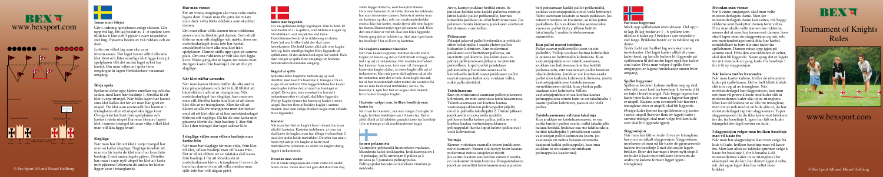# BEX

www.bexsport.com

## Innan man börjar

Gör i ordning spelplanen enligt skissen. Gör upp två lag. Ett lag består av 1 - 6 spelare som tilldelas 6 klot och 3 pjäser i svart respektive röd färg. Pjäserna består av två riddare och en dam.

Lotta om vilket lag som ska vara förstakastare. Det laget kastar alltid alla sina klot först och låter samtliga klot ligga kvar på spelplanen tills det andra laget också har kastat. Om man väljer att spela flera omgångar är lagen förstakastare varannan omgång.

## Börja spela

Spelarna delar upp kloten emellan sig och ska sedan, med kast från baslinje 1, försöka få ett klot i varje triangel. När båda lagen har kastat sina klot kallas det för att man har gjort ett utspel. De klot som eventuellt har hamnat i trianglarna efter ett utspel ska ligga kvar. Övriga klot tas bort från spelplanen och kastas i nästa utspel (hamnar flera av lagets klot i samma triangel får man välja vilket klot man vill låta ligga kvar).

## Slagläge

När man har fått ett klot i varje triangel har man så kallat slagläge. Slagläge innebär att man nu får kasta de klot man har kvar från baslinje 2 mot andra lagets pjäser. Därefter har man i varje nytt utspel tre klot att kasta mot pjäserna (eftersom de andra tre kloten ligger kvar i trianglarna).

## Hur man vinner

För att vinna omgången ska man välta andra lagets dam. Innan man får göra det måste man dock välta båda riddarna som skyddar damen.

Om man råkar välta damen innan riddarna anses man ha förlorat omgången. Som straff förlorar man sitt slagläge och måste, även om motståndarlaget ännu inte har kastat, omedelbart ta bort alla sina klot från spelplanen. Damen ställs upp igen på samma plats. Om ena riddaren är vält ska den ligga kvar. Nästa gång det är lagets tur måste man återigen kasta från baslinje 1 för att få nytt slagläge.

## När klot träffar varandra

När man kastar kloten träffar de ofta andra klot på spelplanen och det är fullt tillåtet att både slå in i och ut ur trianglarna. När motståndarlaget har slagläge, kan man om man vill, försöka kasta sina klot så att dessa slår bort deras klot från trianglarna. Man får slå ut kloten ur alla tre trianglarna men det räcker med att ett klot slås ut så har motståndarlaget förlorat sitt slagläge. Då får de inte kasta mot pjäserna förrän de, från baslinje 1, åter fått klot i den triangel där laget saknar klot.

## I slagläge väljer man vilken baslinje man kastar från

När man har slagläge får man välja, från klot till klot, vilken baslinje man vill kasta från. Det är alltså tillåtet att av taktiska skäl kasta från baslinje 1 för att försöka slå ut motståndarens klot ur trianglarna (t ex om de bara har damen kvar att välta medan man själv inte har vält någon pjäs).

## Inden man begynder

Lav en spillebane ifølge tegningen. Dan to hold. Et hold består af 1 - 6 spillere, som tildeles 6 kugler og 3 træbrikker i sort respektive rød farve. Træbrikkerne består af to riddere og en dame.

Træk lod om, hvilket hold der skal være førstekaster. Det hold kaster altid alle sine kugler først og lader samtlige kugler blive liggende på spillebanen, til det andet hold også har kastet. Hvis man vælger at spille flere omgange, er holdene førstekaster hveranden omgang.

## Begynd at spille

Spillerne deler kuglerne mellem sig og skal derefter, med kast fra baselinje 1, forsøge at få en kugle i hver trekant. Når begge holdene har kastet sine kugler kaldes det, at man har foretaget et udspil. De kugler, som eventuelt er havnet i trekanterne efter et udspil, skal blive liggende. Øvrige kugler fjernes fra banen og kastes i næste udspil (havner flere af holdets kugler i samme trekant, skal man vælge, hvilken kugle man vil lade blive liggende).

## Kastetur

Når man har fået en kugle i hver trekant, har man såkaldt kastetur. Kastetur indebærer, at man nu skal kaste de kugler, man har tilbage fra baselinje 2 mod det andet holds træbrikker. Derefter har man i hvert nyt udspil tre kugler at kaste mod træbrikkerne (eftersom de andre tre kugler stadig ligger i trekanterne).

## Hvordan man vinder

For at vinde omgangen skal man vælte det andet holds dame. Inden man må gøre det skal man dog vælte begge ridderne, som beskytter damen. Hvis man kommer til at vælte damen før ridderne, har man forsømmet damen. Som straf mister man sin kastetur og skal, selv om modstanderholdet endnu ikke har kastet, straks fjerne alle sine kugler fra banen. Damen rejses igen på samme sted. Hvis den ene ridder er væltet, skal den blive liggende. Næste gang det er holdets tur, skal man igen kaste fra baselinje 1 for at få ny kastetur.

## Når kuglerne rammer hinanden

Når man kaster kuglerne, rammer de ofte andre kugler på banen, og det er fuldt tilladt at banke sig ind i og ud af trekanterne. Når modstanderholdet har kastetur, kan man, hvis man vil, forsøge at kaste sine kugler sådan, at deres kugler slås ud af trekanterne. Man må gerne slå kuglerne ud af alle tre trekanter, men det er nok, at en kugle slås ud, for at modstanderholdet har mistet sin kastetur. Så må de ikke kaste mod træbrikker, før de, fra baselinje 1, igen har fået en kugle i den trekant, hvor holdet mangler kuglen.

## I kastetur vælger man, hvilken baselinje man kaster fra

Når man har kastetur, må man vælge, fra kugle til kugle, hvilken baselinje man vil kaste fra. Det er altså tilladt at (af taktiske grunde) kaste fra baselinje 1 for at forsøge at slå modstanderens kugle ud af trekanterne.

## Ennen pelaamista

Valmistele pelikenttä luonnoksen mukaan. Muodosta kaksi joukkuetta. Joukkueessa on 1 - 6 pelaajaa, joille annetaan 6 palloa ja 3 mustaa ja 3 punaista pelinappulaa. Pelinappulat koostuvat kahdesta ritarista ja neidosta.

Arvo, kumpi joukkue heittää ensin. Se joukkue heittää aina kaikki pallonsa ensin ja jättää kaikki pallot pelikentälle, kunnes toinenkin joukkue on myös heittänyt pallonsa. Jos pelataan monta kierrosta, joukkueet aloittavat heittämisen vuorotellen.

## Pelivuoro

Pelaajat jakavat pallot keskenään ja yrittävät sitten takalinjalta 1 saada yhden pallon kuhunkin kolmioon. Kun molemmat joukkueet ovat heittäneet pallonsa, on suoritettu pelikierros. Jos kolmioissa on palloja pelikierroksen jälkeen, ne jätetään paikoilleen. Loput pallot poistetaan pelikentältä ja heitetään seuraavalla kierroksella (mikäli useat joukkueen pallot osuvat samaan kolmioon, voidaan valita, mikä pallo jätetään).

## Taisteluasema

Kun on onnistunut saamaan pallon jokaiseen kolmioon, on niin sanotussa taisteluasemassa. Taisteluasemassa voi heittää vastustajajoukkueen pelinappulat jäljellä olevilla palloilla takalinjalta 2. Tämän jälkeen joukkueella on jokaisella uudella pelikierroksella kolme palloa, joilla se voi heittää vastustajajoukkueen pelinappulat (koska loput kolme palloa ovat vielä kolmioissa).

## Voittaja

Kierros voitetaan kaatamalla toisen joukkueen neito kumoon. Ennen sitä täytyy toisen kaataa molemmat neitoa suojelevat ritarit.

Jos sattuu kaatamaan neidon ennen ritareita, katsotaan tämä häviöksi. Rangaistuksena joukkue menettää taisteluasemansa ja joutuu heti poistamaan kaikki pallot pelikentältä, vaikkei vastustajajoukkue olisi vielä heittänyt. Neito asetetaan takaisin samaan paikkaan. Jos toinen ritareista on kaatunut, se tulee jättää paikalleen. Kun joukkue tulee seuraavaksi vuoroon, pallot täytyy jälleen heittää takalinjalta 1 uuden taisteluaseman saamiseksi.

## Kun pallot osuvat toisiinsa

Pallot osuvat pelikentällä usein toisiin palloihin. Palloja voidaan heittää kolmioihin ja poistaa ne heittämällä kolmiosta. Kun vastustajajoukkue on taisteluasemassa, joukkue voi halutessaan koettaa heittää pallonsa niin, että vastustajan pallot lentävät ulos kolmiosta. Joukkue voi koettaa saada pallot ulos kaikista kolmesta kolmiosta, mutta vastustajajoukkueen taisteluaseman menettämiseen riittää, kun yksikin pallo saadaan ulos kolmiosta. Silloin vastustajajoukkue ei saa heittää pelinappuloita ennen kuin se on takalinjalta 1 saanut pallon kolmioon, josta se puuttui.

## Taisteluasemassa valitaan takalinja

Kun joukkue on taisteluasemassa, se saa valita kunkin pallon osalta, miltä takalinjalta palloa heittää. Joukkue saa siis taktisista syistä heittää takalinjalta 1 yrittääkseen saada vastustajan pallot kolmiosta (esim. jos vastustaja on neitoa lukuun ottamatta kaatanut kaikki pelinappulat, kun oma joukkue ei ole saanut ainuttakaan pelinappulaa kaadettua).

## Før man begynner

Merk opp spillebanen etter skissen. Del opp i to lag. Et lag består av 1 – 6 spillere som tildeles 6 kuler og 3 brikker i sort respektive rød farge. Brikkene består av to riddere og en dame.

Trekk lodd om hvilket lag som skal være førstekaster. Det laget kaster alltid alle sine kuler først, og lar alle kulene bli liggende på spillebanen til det andre laget også har kastet sine kuler. Hvis man velger å spille flere omganger, er lagene førstekaster annenhver omgang.

## Spillet begynner

Spillerne fordeler kulene mellom seg og skal etter det, med kast fra baselinje 1, forsøke å få en kule i hvert triangel. Når begge lagene har kastet sine kuler, sier man at lagene har gjort et utspill. Kulene som eventuelt har havnet i trianglene etter et utspill, skal bli liggende. Øvrige kuler fjernes fra spillebanen og kastes i neste utspill (havner flere av lagets kuler i samme triangel skal man velge hvilken kule som skal bli liggende igjen).

## Slagposisjon

Når man har fått en kule i hver av trianglene, har man en såkalt slagposisjon. Slagposisjon innebærer at man nå får kaste de gjenværende kulene fra baselinje 2 mot det andre lagets brikker. Etter det har man i hvert nytt utspill tre kuler å kaste mot brikkene (ettersom de andre tre kulene fortsatt ligger igjen i trianglene).

## Når kulene treffer hverandre

Når man kaster kulene, treffer de ofte andre kuler på spillebanen. Det er fullt tillatt å både slå inn i og ut av trianglene. Når motstanderlaget har slagposisjon, kan man, om man vil, prøve å kaste sine kuler slik at motstanderens kuler slås ut av trianglene. Man kan slå kulene ut av alle tre trianglene, men det er nok med at én kule slås ut, da har motstanderlaget tapt sin slagposisjon. Da får de ikke kaste mot brikkene før de, fra baselinje 1, igjen har fått en kule i triangelet der laget mangler en kule.

## I slagposisjon velger man hvilken baselinje man vil kaste fra

Når man har slagposisjon, kan man velge fra kule til kule, hvilken baselinje man vil kaste fra. Man kan altså av taktiske grunner velge å kaste fra baselinje 1 for å forsøke å slå motstanderens kuler ut av trianglene (for eksempel om de bare har damen igjen å velte, når det egne laget ikke har veltet noen brikke).

## Hvordan man vinner

For å vinne omgangen, skal man velte motstanderlagets dame. Men før motstanderlagets dame kan veltes, må begge ridderne som beskytter damen først veltes. Hvis man skulle velte damen før ridderne, anses det at man har forsømmet damen. Som straff taper man sin slagposisjon og må, selv om motstanderlaget ennå ikke har kastet, umiddelbart ta bort alle sine kuler fra spillebanen. Damen reises opp igjen på samme sted. Hvis den ene ridderen er veltet, skal den bli liggende. Neste gang det er lagets tur må man nok en gang kaste fra baselinje 1 for å få ny slagposisjon.

# BEX

# Tournament of Knights Rules

www.bexsport.com

© Bex Sport AB and Micael Hellberg